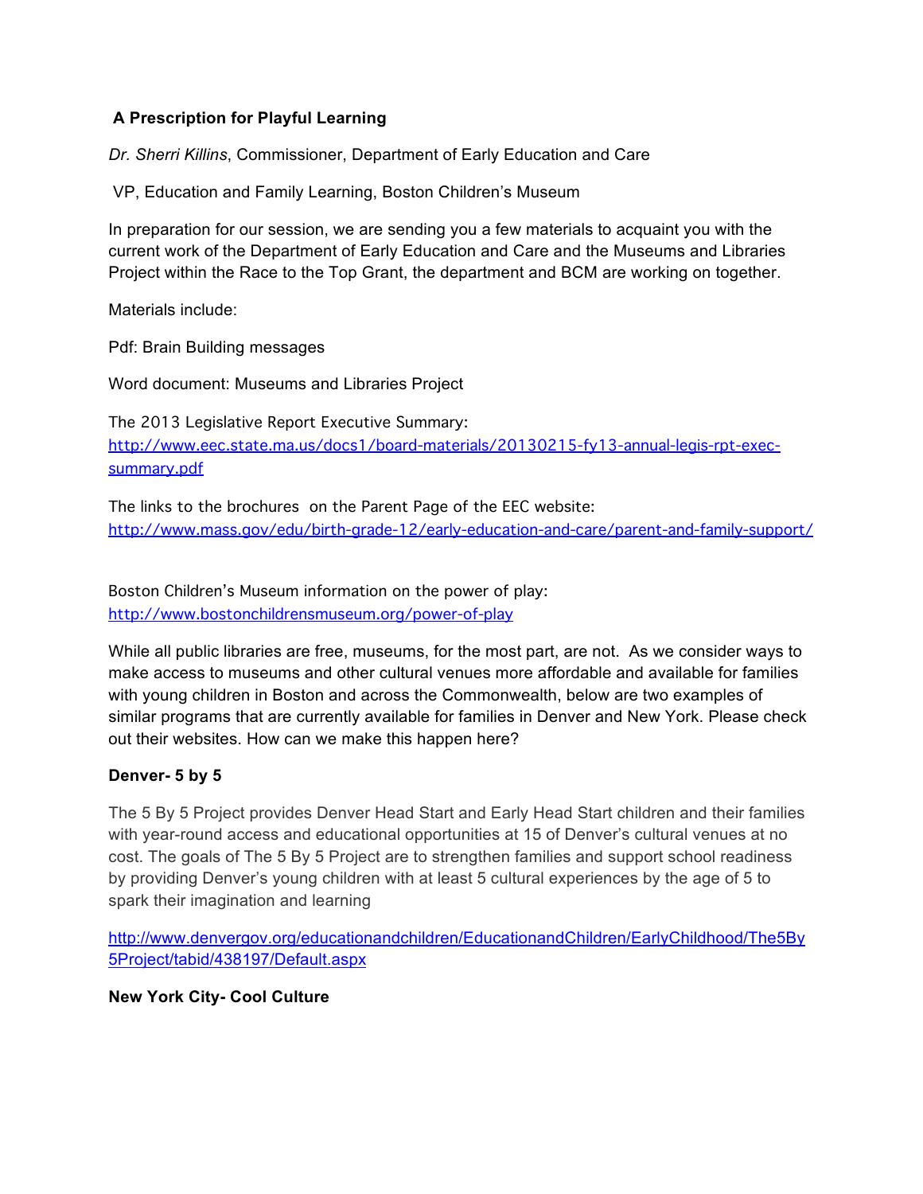## A Prescription for Playful Learning

*Dr. Sherri Killins*, Commissioner, Department of Early Education and Care

VP, Education and Family Learning, Boston Children's Museum

In preparation for our session, we are sending you a few materials to acquaint you with the current work of the Department of Early Education and Care and the Museums and Libraries Project within the Race to the Top Grant, the department and BCM are working on together.

Materials include:

Pdf: Brain Building messages

Word document: Museums and Libraries Project

The 2013 Legislative Report Executive Summary: [http://www.eec.state.ma.us/docs1/board-materials/20130215-fy13-annual-legis-rpt-exec-summary.pdf](http://www.eec.state.ma.us/docs1/board-materials/20130215-fy13-annual-legis-rpt-exec-summary.pdf)

The links to the brochures on the Parent Page of the EEC website: [http://www.mass.gov/edu/birth-grade-12/early-education-and-care/parent-and-family-support/](http://www.mass.gov/edu/birth-grade-12/early-education-and-care/parent-and-family-support/)

Boston Children's Museum information on the power of play: [http://www.bostonchildrensmuseum.org/power-of-play](http://www.bostonchildrensmuseum.org/power-of-play)

While all public libraries are free, museums, for the most part, are not. As we consider ways to make access to museums and other cultural venues more affordable and available for families with young children in Boston and across the Commonwealth, below are two examples of similar programs that are currently available for families in Denver and New York. Please check out their websites. How can we make this happen here?

**Denver- 5 by 5**

The 5 By 5 Project provides Denver Head Start and Early Head Start children and their families with year-round access and educational opportunities at 15 of Denver's cultural venues at no cost. The goals of The 5 By 5 Project are to strengthen families and support school readiness by providing Denver's young children with at least 5 cultural experiences by the age of 5 to spark their imagination and learning

[http://www.denvergov.org/educationandchildren/EducationandChildren/EarlyChildhood/The5By5Project/tabid/438197/Default.aspx](http://www.denvergov.org/educationandchildren/EducationandChildren/EarlyChildhood/The5By5Project/tabid/438197/Default.aspx)

**New York City- Cool Culture**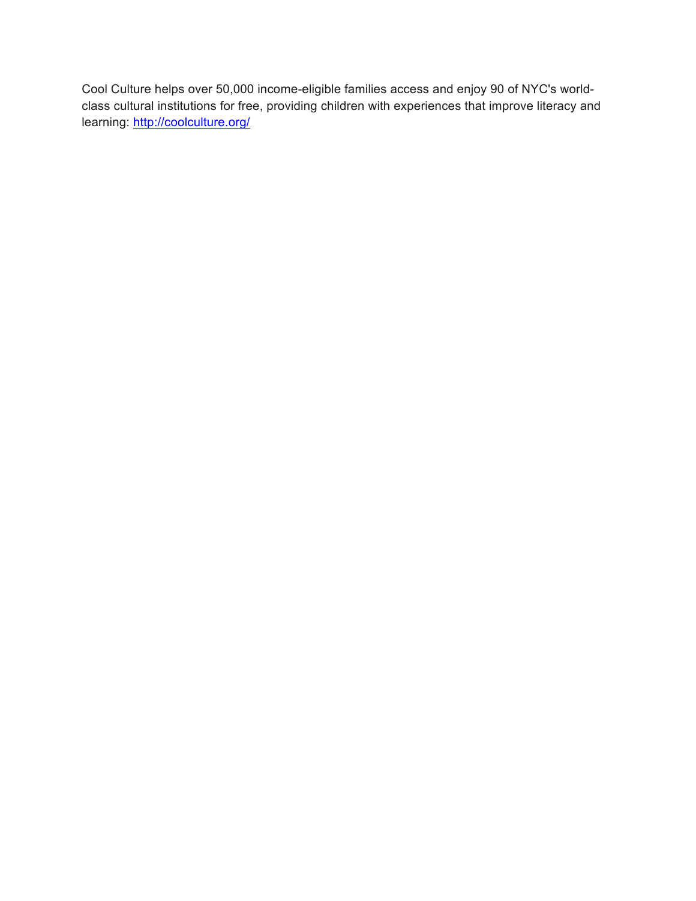Cool Culture helps over 50,000 income-eligible families access and enjoy 90 of NYC's world-class cultural institutions for free, providing children with experiences that improve literacy and learning: http://coolculture.org/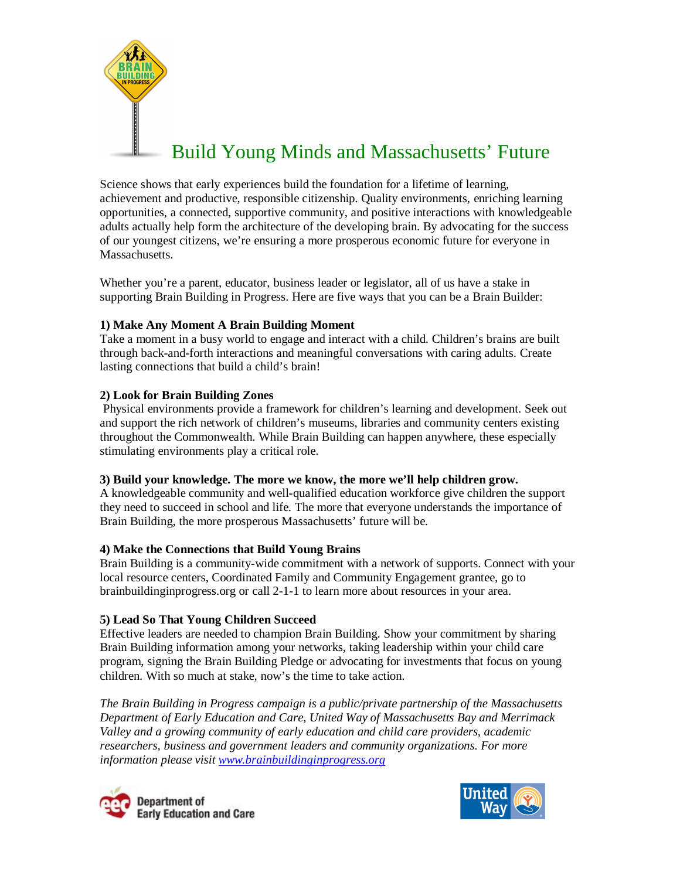# Build Young Minds and Massachusetts' Future

Science shows that early experiences build the foundation for a lifetime of learning, achievement and productive, responsible citizenship. Quality environments, enriching learning opportunities, a connected, supportive community, and positive interactions with knowledgeable adults actually help form the architecture of the developing brain. By advocating for the success of our youngest citizens, we're ensuring a more prosperous economic future for everyone in Massachusetts.

Whether you're a parent, educator, business leader or legislator, all of us have a stake in supporting Brain Building in Progress. Here are five ways that you can be a Brain Builder:

**1) Make Any Moment A Brain Building Moment**
Take a moment in a busy world to engage and interact with a child. Children's brains are built through back-and-forth interactions and meaningful conversations with caring adults. Create lasting connections that build a child's brain!

**2) Look for Brain Building Zones**
Physical environments provide a framework for children's learning and development. Seek out and support the rich network of children's museums, libraries and community centers existing throughout the Commonwealth. While Brain Building can happen anywhere, these especially stimulating environments play a critical role.

**3) Build your knowledge. The more we know, the more we'll help children grow.**
A knowledgeable community and well-qualified education workforce give children the support they need to succeed in school and life. The more that everyone understands the importance of Brain Building, the more prosperous Massachusetts' future will be.

**4) Make the Connections that Build Young Brains**
Brain Building is a community-wide commitment with a network of supports. Connect with your local resource centers, Coordinated Family and Community Engagement grantee, go to brainbuildinginprogress.org or call 2-1-1 to learn more about resources in your area.

**5) Lead So That Young Children Succeed**
Effective leaders are needed to champion Brain Building. Show your commitment by sharing Brain Building information among your networks, taking leadership within your child care program, signing the Brain Building Pledge or advocating for investments that focus on young children. With so much at stake, now's the time to take action.

*The Brain Building in Progress campaign is a public/private partnership of the Massachusetts Department of Early Education and Care, United Way of Massachusetts Bay and Merrimack Valley and a growing community of early education and child care providers, academic researchers, business and government leaders and community organizations. For more information please visit [www.brainbuildinginprogress.org](http://www.brainbuildinginprogress.org)*

Department of Early Education and Care

United Way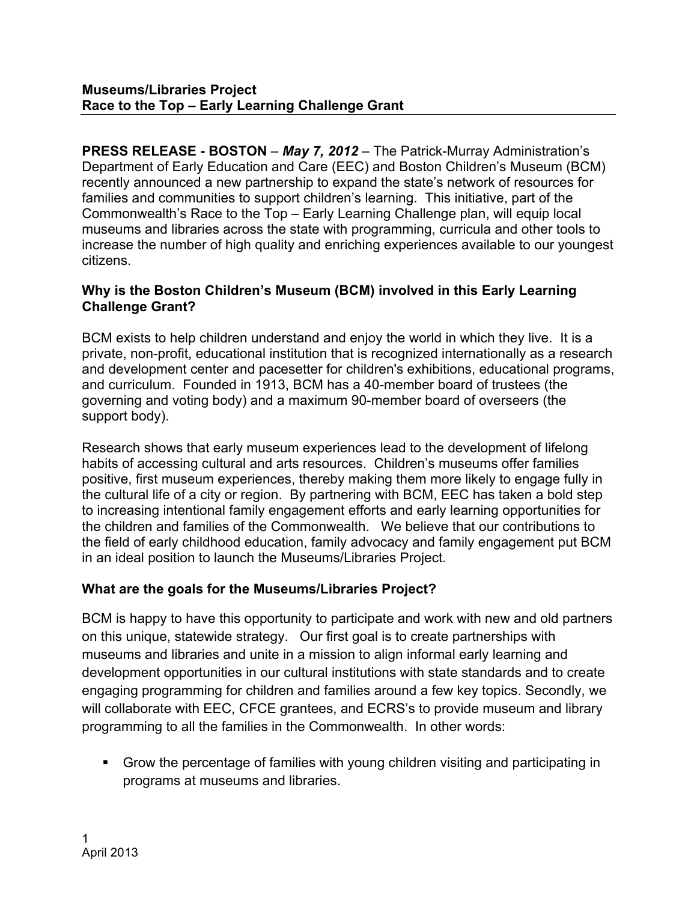**Museums/Libraries Project**
**Race to the Top – Early Learning Challenge Grant**

**PRESS RELEASE - BOSTON** – ***May 7, 2012*** – The Patrick-Murray Administration's Department of Early Education and Care (EEC) and Boston Children's Museum (BCM) recently announced a new partnership to expand the state's network of resources for families and communities to support children's learning. This initiative, part of the Commonwealth's Race to the Top – Early Learning Challenge plan, will equip local museums and libraries across the state with programming, curricula and other tools to increase the number of high quality and enriching experiences available to our youngest citizens.

**Why is the Boston Children's Museum (BCM) involved in this Early Learning Challenge Grant?**

BCM exists to help children understand and enjoy the world in which they live. It is a private, non-profit, educational institution that is recognized internationally as a research and development center and pacesetter for children's exhibitions, educational programs, and curriculum. Founded in 1913, BCM has a 40-member board of trustees (the governing and voting body) and a maximum 90-member board of overseers (the support body).

Research shows that early museum experiences lead to the development of lifelong habits of accessing cultural and arts resources. Children's museums offer families positive, first museum experiences, thereby making them more likely to engage fully in the cultural life of a city or region. By partnering with BCM, EEC has taken a bold step to increasing intentional family engagement efforts and early learning opportunities for the children and families of the Commonwealth. We believe that our contributions to the field of early childhood education, family advocacy and family engagement put BCM in an ideal position to launch the Museums/Libraries Project.

**What are the goals for the Museums/Libraries Project?**

BCM is happy to have this opportunity to participate and work with new and old partners on this unique, statewide strategy. Our first goal is to create partnerships with museums and libraries and unite in a mission to align informal early learning and development opportunities in our cultural institutions with state standards and to create engaging programming for children and families around a few key topics. Secondly, we will collaborate with EEC, CFCE grantees, and ECRS's to provide museum and library programming to all the families in the Commonwealth. In other words:

- Grow the percentage of families with young children visiting and participating in programs at museums and libraries.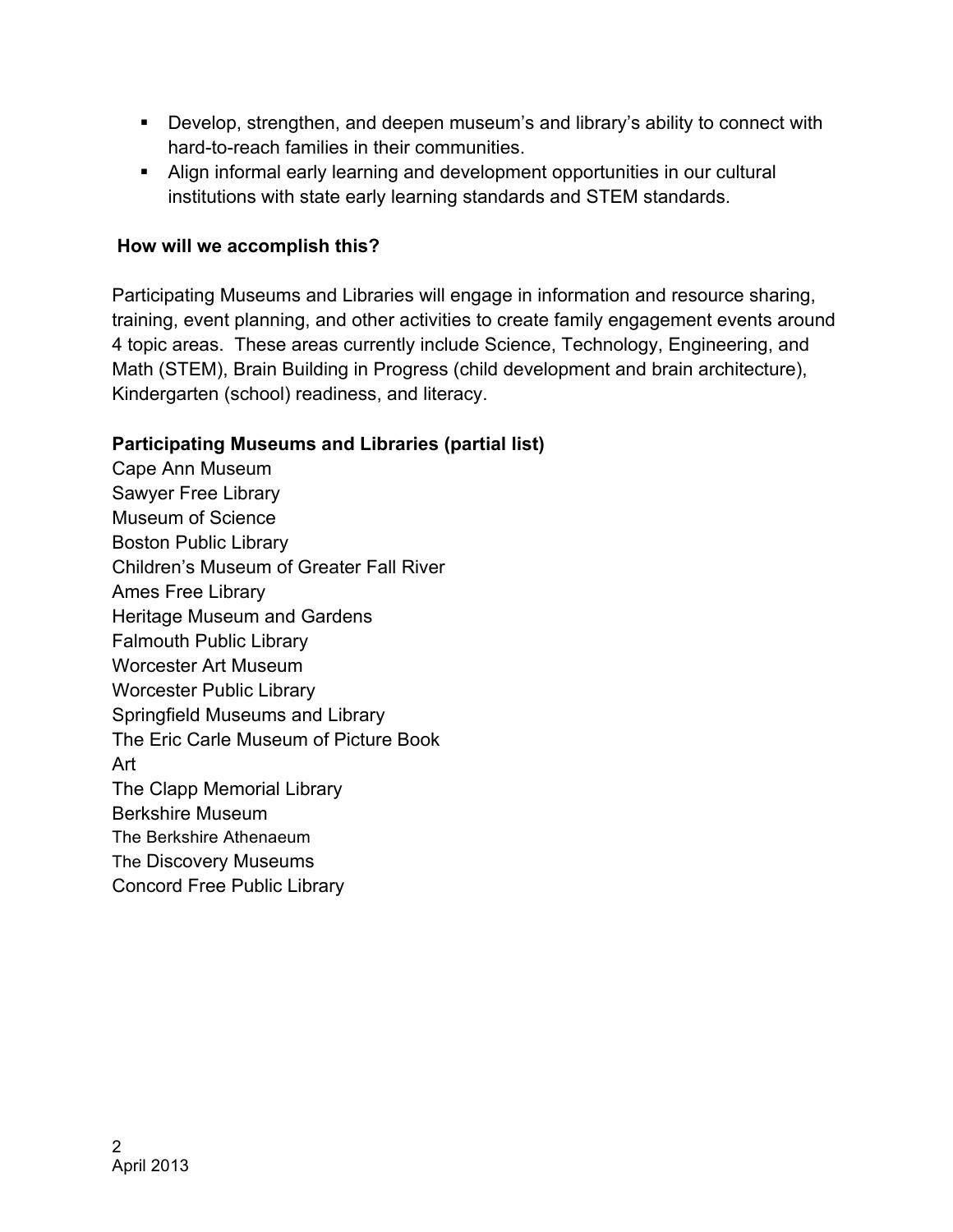- Develop, strengthen, and deepen museum's and library's ability to connect with hard-to-reach families in their communities.
- Align informal early learning and development opportunities in our cultural institutions with state early learning standards and STEM standards.

**How will we accomplish this?**

Participating Museums and Libraries will engage in information and resource sharing, training, event planning, and other activities to create family engagement events around 4 topic areas. These areas currently include Science, Technology, Engineering, and Math (STEM), Brain Building in Progress (child development and brain architecture), Kindergarten (school) readiness, and literacy.

**Participating Museums and Libraries (partial list)**

Cape Ann Museum
Sawyer Free Library
Museum of Science
Boston Public Library
Children's Museum of Greater Fall River
Ames Free Library
Heritage Museum and Gardens
Falmouth Public Library
Worcester Art Museum
Worcester Public Library
Springfield Museums and Library
The Eric Carle Museum of Picture Book Art
The Clapp Memorial Library
Berkshire Museum
The Berkshire Athenaeum
The Discovery Museums
Concord Free Public Library

April 2013